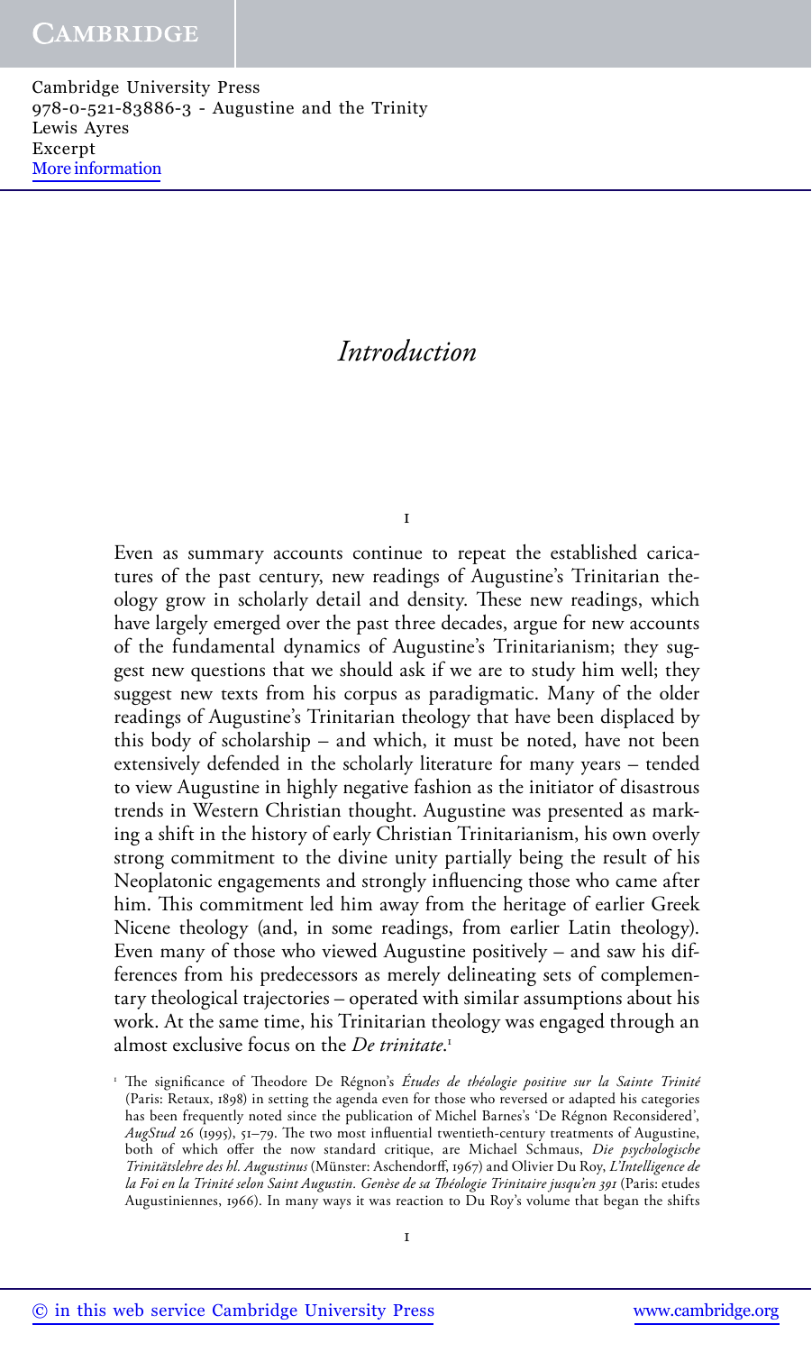# Introduction

I

Even as summary accounts continue to repeat the established caricatures of the past century, new readings of Augustine's Trinitarian theology grow in scholarly detail and density. These new readings, which have largely emerged over the past three decades, argue for new accounts of the fundamental dynamics of Augustine's Trinitarianism; they suggest new questions that we should ask if we are to study him well; they suggest new texts from his corpus as paradigmatic. Many of the older readings of Augustine's Trinitarian theology that have been displaced by this body of scholarship – and which, it must be noted, have not been extensively defended in the scholarly literature for many years – tended to view Augustine in highly negative fashion as the initiator of disastrous trends in Western Christian thought. Augustine was presented as marking a shift in the history of early Christian Trinitarianism, his own overly strong commitment to the divine unity partially being the result of his Neoplatonic engagements and strongly influencing those who came after him. This commitment led him away from the heritage of earlier Greek Nicene theology (and, in some readings, from earlier Latin theology). Even many of those who viewed Augustine positively – and saw his differences from his predecessors as merely delineating sets of complementary theological trajectories – operated with similar assumptions about his work. At the same time, his Trinitarian theology was engaged through an almost exclusive focus on the *De trinitate*.[1]

[1] The significance of Theodore De Régnon's *Études de théologie positive sur la Sainte Trinité* (Paris: Retaux, 1898) in setting the agenda even for those who reversed or adapted his categories has been frequently noted since the publication of Michel Barnes's 'De Régnon Reconsidered', *AugStud* 26 (1995), 51–79. The two most influential twentieth-century treatments of Augustine, both of which offer the now standard critique, are Michael Schmaus, *Die psychologische Trinitätslehre des hl. Augustinus* (Münster: Aschendorff, 1967) and Olivier Du Roy, *L'Intelligence de la Foi en la Trinité selon Saint Augustin. Genèse de sa Théologie Trinitaire jusqu'en 391* (Paris: etudes Augustiniennes, 1966). In many ways it was reaction to Du Roy's volume that began the shifts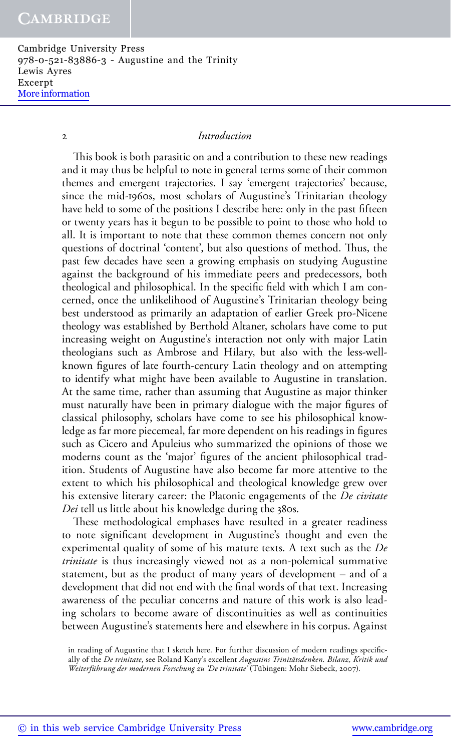This book is both parasitic on and a contribution to these new readings and it may thus be helpful to note in general terms some of their common themes and emergent trajectories. I say 'emergent trajectories' because, since the mid-1960s, most scholars of Augustine's Trinitarian theology have held to some of the positions I describe here: only in the past fifteen or twenty years has it begun to be possible to point to those who hold to all. It is important to note that these common themes concern not only questions of doctrinal 'content', but also questions of method. Thus, the past few decades have seen a growing emphasis on studying Augustine against the background of his immediate peers and predecessors, both theological and philosophical. In the specific field with which I am concerned, once the unlikelihood of Augustine's Trinitarian theology being best understood as primarily an adaptation of earlier Greek pro-Nicene theology was established by Berthold Altaner, scholars have come to put increasing weight on Augustine's interaction not only with major Latin theologians such as Ambrose and Hilary, but also with the less-well-known figures of late fourth-century Latin theology and on attempting to identify what might have been available to Augustine in translation. At the same time, rather than assuming that Augustine as major thinker must naturally have been in primary dialogue with the major figures of classical philosophy, scholars have come to see his philosophical knowledge as far more piecemeal, far more dependent on his readings in figures such as Cicero and Apuleius who summarized the opinions of those we moderns count as the 'major' figures of the ancient philosophical tradition. Students of Augustine have also become far more attentive to the extent to which his philosophical and theological knowledge grew over his extensive literary career: the Platonic engagements of the *De civitate Dei* tell us little about his knowledge during the 380s.

These methodological emphases have resulted in a greater readiness to note significant development in Augustine's thought and even the experimental quality of some of his mature texts. A text such as the *De trinitate* is thus increasingly viewed not as a non-polemical summative statement, but as the product of many years of development – and of a development that did not end with the final words of that text. Increasing awareness of the peculiar concerns and nature of this work is also leading scholars to become aware of discontinuities as well as continuities between Augustine's statements here and elsewhere in his corpus. Against

in reading of Augustine that I sketch here. For further discussion of modern readings specifically of the *De trinitate*, see Roland Kany's excellent *Augustins Trinitätsdenken. Bilanz, Kritik und Weiterführung der modernen Forschung zu 'De trinitate'* (Tübingen: Mohr Siebeck, 2007).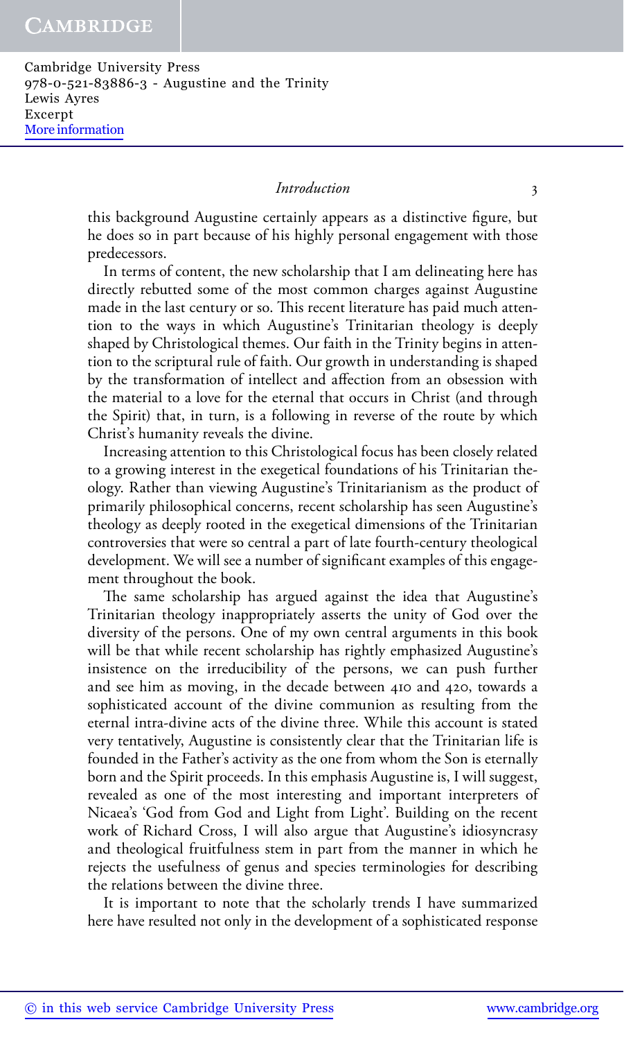this background Augustine certainly appears as a distinctive figure, but he does so in part because of his highly personal engagement with those predecessors.

In terms of content, the new scholarship that I am delineating here has directly rebutted some of the most common charges against Augustine made in the last century or so. This recent literature has paid much attention to the ways in which Augustine's Trinitarian theology is deeply shaped by Christological themes. Our faith in the Trinity begins in attention to the scriptural rule of faith. Our growth in understanding is shaped by the transformation of intellect and affection from an obsession with the material to a love for the eternal that occurs in Christ (and through the Spirit) that, in turn, is a following in reverse of the route by which Christ's humanity reveals the divine.

Increasing attention to this Christological focus has been closely related to a growing interest in the exegetical foundations of his Trinitarian theology. Rather than viewing Augustine's Trinitarianism as the product of primarily philosophical concerns, recent scholarship has seen Augustine's theology as deeply rooted in the exegetical dimensions of the Trinitarian controversies that were so central a part of late fourth-century theological development. We will see a number of significant examples of this engagement throughout the book.

The same scholarship has argued against the idea that Augustine's Trinitarian theology inappropriately asserts the unity of God over the diversity of the persons. One of my own central arguments in this book will be that while recent scholarship has rightly emphasized Augustine's insistence on the irreducibility of the persons, we can push further and see him as moving, in the decade between 410 and 420, towards a sophisticated account of the divine communion as resulting from the eternal intra-divine acts of the divine three. While this account is stated very tentatively, Augustine is consistently clear that the Trinitarian life is founded in the Father's activity as the one from whom the Son is eternally born and the Spirit proceeds. In this emphasis Augustine is, I will suggest, revealed as one of the most interesting and important interpreters of Nicaea's 'God from God and Light from Light'. Building on the recent work of Richard Cross, I will also argue that Augustine's idiosyncrasy and theological fruitfulness stem in part from the manner in which he rejects the usefulness of genus and species terminologies for describing the relations between the divine three.

It is important to note that the scholarly trends I have summarized here have resulted not only in the development of a sophisticated response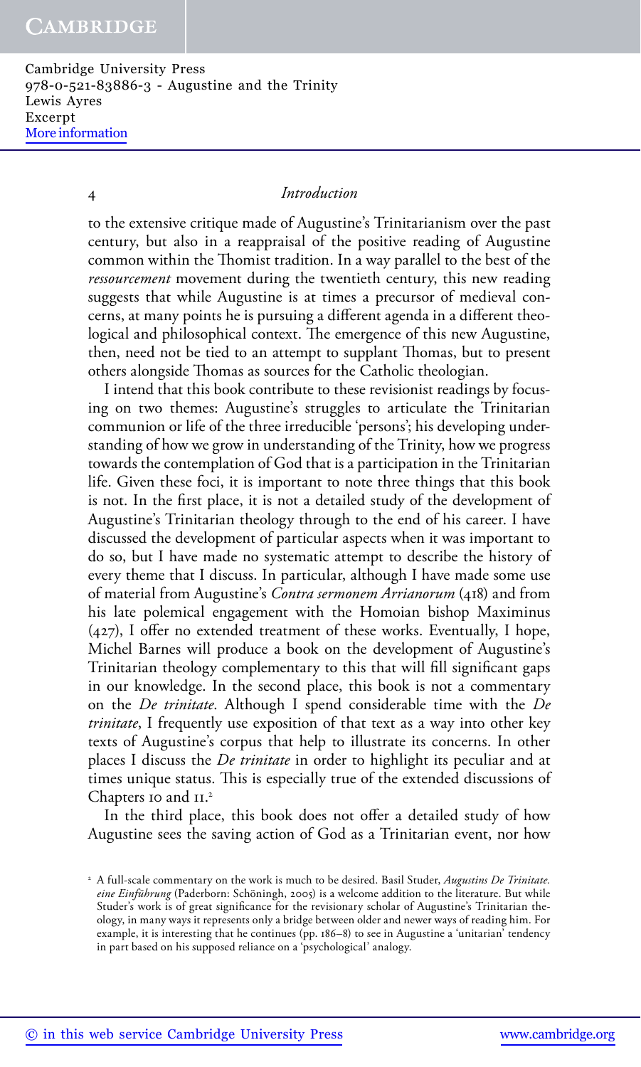to the extensive critique made of Augustine's Trinitarianism over the past century, but also in a reappraisal of the positive reading of Augustine common within the Thomist tradition. In a way parallel to the best of the *ressourcement* movement during the twentieth century, this new reading suggests that while Augustine is at times a precursor of medieval concerns, at many points he is pursuing a different agenda in a different theological and philosophical context. The emergence of this new Augustine, then, need not be tied to an attempt to supplant Thomas, but to present others alongside Thomas as sources for the Catholic theologian.

I intend that this book contribute to these revisionist readings by focusing on two themes: Augustine's struggles to articulate the Trinitarian communion or life of the three irreducible 'persons'; his developing understanding of how we grow in understanding of the Trinity, how we progress towards the contemplation of God that is a participation in the Trinitarian life. Given these foci, it is important to note three things that this book is not. In the first place, it is not a detailed study of the development of Augustine's Trinitarian theology through to the end of his career. I have discussed the development of particular aspects when it was important to do so, but I have made no systematic attempt to describe the history of every theme that I discuss. In particular, although I have made some use of material from Augustine's *Contra sermonem Arrianorum* (418) and from his late polemical engagement with the Homoian bishop Maximinus (427), I offer no extended treatment of these works. Eventually, I hope, Michel Barnes will produce a book on the development of Augustine's Trinitarian theology complementary to this that will fill significant gaps in our knowledge. In the second place, this book is not a commentary on the *De trinitate*. Although I spend considerable time with the *De trinitate*, I frequently use exposition of that text as a way into other key texts of Augustine's corpus that help to illustrate its concerns. In other places I discuss the *De trinitate* in order to highlight its peculiar and at times unique status. This is especially true of the extended discussions of Chapters 10 and 11.[2]

In the third place, this book does not offer a detailed study of how Augustine sees the saving action of God as a Trinitarian event, nor how

[2] A full-scale commentary on the work is much to be desired. Basil Studer, *Augustins De Trinitate. eine Einführung* (Paderborn: Schöningh, 2005) is a welcome addition to the literature. But while Studer's work is of great significance for the revisionary scholar of Augustine's Trinitarian theology, in many ways it represents only a bridge between older and newer ways of reading him. For example, it is interesting that he continues (pp. 186–8) to see in Augustine a 'unitarian' tendency in part based on his supposed reliance on a 'psychological' analogy.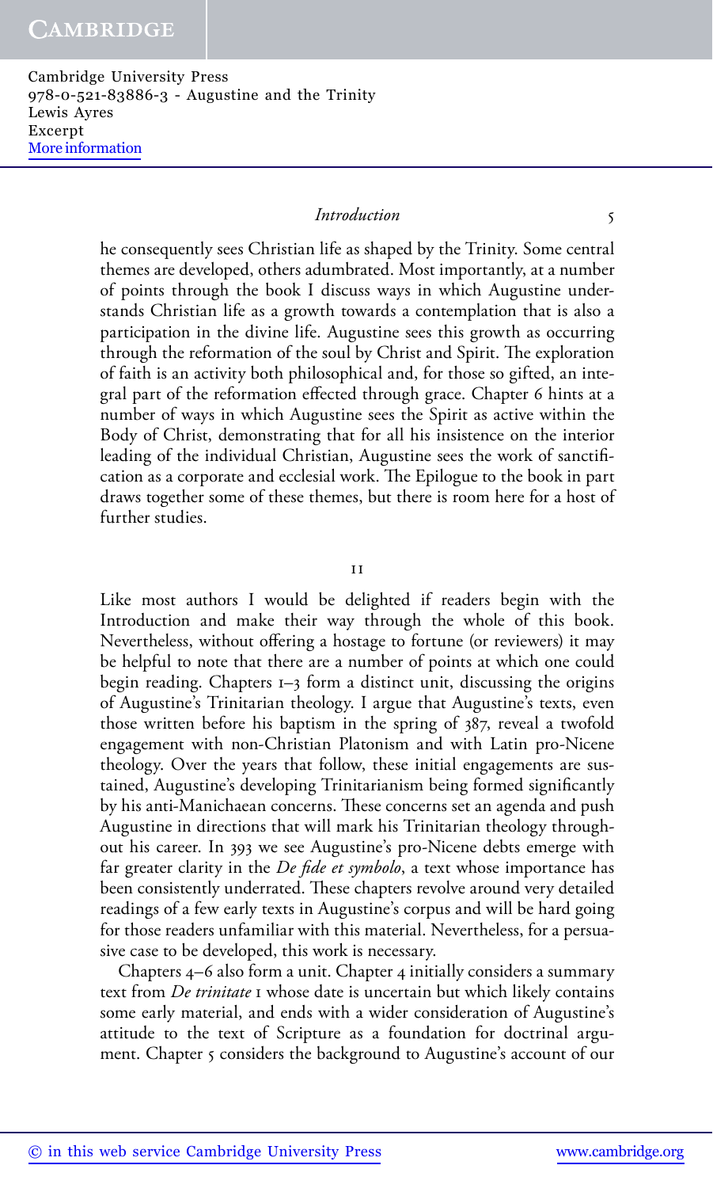he consequently sees Christian life as shaped by the Trinity. Some central themes are developed, others adumbrated. Most importantly, at a number of points through the book I discuss ways in which Augustine understands Christian life as a growth towards a contemplation that is also a participation in the divine life. Augustine sees this growth as occurring through the reformation of the soul by Christ and Spirit. The exploration of faith is an activity both philosophical and, for those so gifted, an integral part of the reformation effected through grace. Chapter 6 hints at a number of ways in which Augustine sees the Spirit as active within the Body of Christ, demonstrating that for all his insistence on the interior leading of the individual Christian, Augustine sees the work of sanctification as a corporate and ecclesial work. The Epilogue to the book in part draws together some of these themes, but there is room here for a host of further studies.

## II

Like most authors I would be delighted if readers begin with the Introduction and make their way through the whole of this book. Nevertheless, without offering a hostage to fortune (or reviewers) it may be helpful to note that there are a number of points at which one could begin reading. Chapters 1–3 form a distinct unit, discussing the origins of Augustine's Trinitarian theology. I argue that Augustine's texts, even those written before his baptism in the spring of 387, reveal a twofold engagement with non-Christian Platonism and with Latin pro-Nicene theology. Over the years that follow, these initial engagements are sustained, Augustine's developing Trinitarianism being formed significantly by his anti-Manichaean concerns. These concerns set an agenda and push Augustine in directions that will mark his Trinitarian theology throughout his career. In 393 we see Augustine's pro-Nicene debts emerge with far greater clarity in the *De fide et symbolo*, a text whose importance has been consistently underrated. These chapters revolve around very detailed readings of a few early texts in Augustine's corpus and will be hard going for those readers unfamiliar with this material. Nevertheless, for a persuasive case to be developed, this work is necessary.

Chapters 4–6 also form a unit. Chapter 4 initially considers a summary text from *De trinitate* I whose date is uncertain but which likely contains some early material, and ends with a wider consideration of Augustine's attitude to the text of Scripture as a foundation for doctrinal argument. Chapter 5 considers the background to Augustine's account of our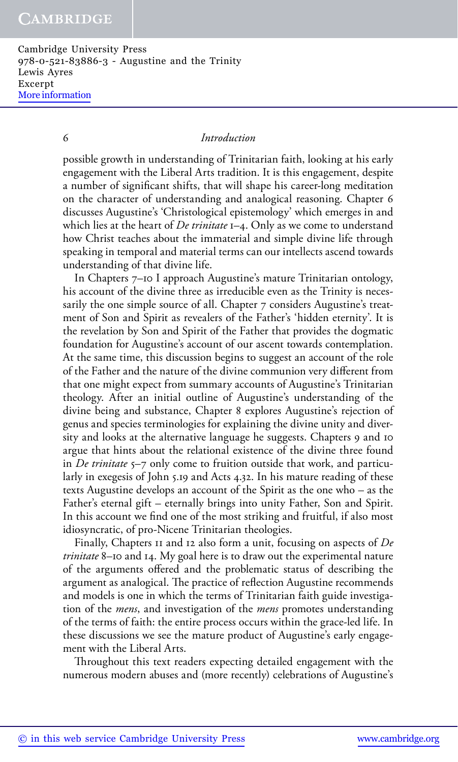possible growth in understanding of Trinitarian faith, looking at his early engagement with the Liberal Arts tradition. It is this engagement, despite a number of significant shifts, that will shape his career-long meditation on the character of understanding and analogical reasoning. Chapter 6 discusses Augustine's 'Christological epistemology' which emerges in and which lies at the heart of *De trinitate* 1–4. Only as we come to understand how Christ teaches about the immaterial and simple divine life through speaking in temporal and material terms can our intellects ascend towards understanding of that divine life.

In Chapters 7–10 I approach Augustine's mature Trinitarian ontology, his account of the divine three as irreducible even as the Trinity is necessarily the one simple source of all. Chapter 7 considers Augustine's treatment of Son and Spirit as revealers of the Father's 'hidden eternity'. It is the revelation by Son and Spirit of the Father that provides the dogmatic foundation for Augustine's account of our ascent towards contemplation. At the same time, this discussion begins to suggest an account of the role of the Father and the nature of the divine communion very different from that one might expect from summary accounts of Augustine's Trinitarian theology. After an initial outline of Augustine's understanding of the divine being and substance, Chapter 8 explores Augustine's rejection of genus and species terminologies for explaining the divine unity and diversity and looks at the alternative language he suggests. Chapters 9 and 10 argue that hints about the relational existence of the divine three found in *De trinitate* 5–7 only come to fruition outside that work, and particularly in exegesis of John 5.19 and Acts 4.32. In his mature reading of these texts Augustine develops an account of the Spirit as the one who – as the Father's eternal gift – eternally brings into unity Father, Son and Spirit. In this account we find one of the most striking and fruitful, if also most idiosyncratic, of pro-Nicene Trinitarian theologies.

Finally, Chapters 11 and 12 also form a unit, focusing on aspects of *De trinitate* 8–10 and 14. My goal here is to draw out the experimental nature of the arguments offered and the problematic status of describing the argument as analogical. The practice of reflection Augustine recommends and models is one in which the terms of Trinitarian faith guide investigation of the *mens*, and investigation of the *mens* promotes understanding of the terms of faith: the entire process occurs within the grace-led life. In these discussions we see the mature product of Augustine's early engagement with the Liberal Arts.

Throughout this text readers expecting detailed engagement with the numerous modern abuses and (more recently) celebrations of Augustine's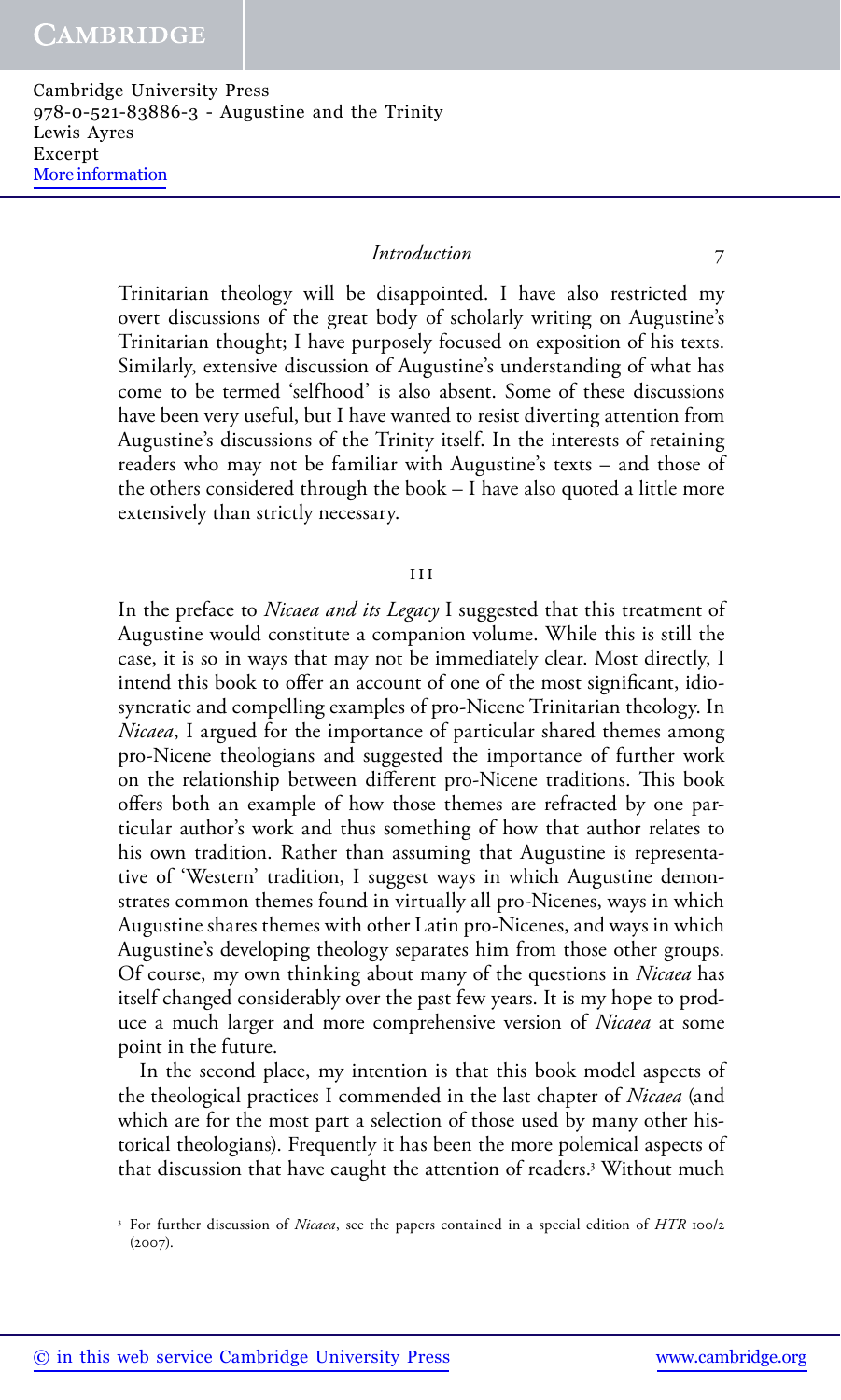Trinitarian theology will be disappointed. I have also restricted my overt discussions of the great body of scholarly writing on Augustine's Trinitarian thought; I have purposely focused on exposition of his texts. Similarly, extensive discussion of Augustine's understanding of what has come to be termed 'selfhood' is also absent. Some of these discussions have been very useful, but I have wanted to resist diverting attention from Augustine's discussions of the Trinity itself. In the interests of retaining readers who may not be familiar with Augustine's texts – and those of the others considered through the book – I have also quoted a little more extensively than strictly necessary.

## III

In the preface to *Nicaea and its Legacy* I suggested that this treatment of Augustine would constitute a companion volume. While this is still the case, it is so in ways that may not be immediately clear. Most directly, I intend this book to offer an account of one of the most significant, idiosyncratic and compelling examples of pro-Nicene Trinitarian theology. In *Nicaea*, I argued for the importance of particular shared themes among pro-Nicene theologians and suggested the importance of further work on the relationship between different pro-Nicene traditions. This book offers both an example of how those themes are refracted by one particular author's work and thus something of how that author relates to his own tradition. Rather than assuming that Augustine is representative of 'Western' tradition, I suggest ways in which Augustine demonstrates common themes found in virtually all pro-Nicenes, ways in which Augustine shares themes with other Latin pro-Nicenes, and ways in which Augustine's developing theology separates him from those other groups. Of course, my own thinking about many of the questions in *Nicaea* has itself changed considerably over the past few years. It is my hope to produce a much larger and more comprehensive version of *Nicaea* at some point in the future.

In the second place, my intention is that this book model aspects of the theological practices I commended in the last chapter of *Nicaea* (and which are for the most part a selection of those used by many other historical theologians). Frequently it has been the more polemical aspects of that discussion that have caught the attention of readers.[3] Without much

[3] For further discussion of *Nicaea*, see the papers contained in a special edition of *HTR* 100/2 (2007).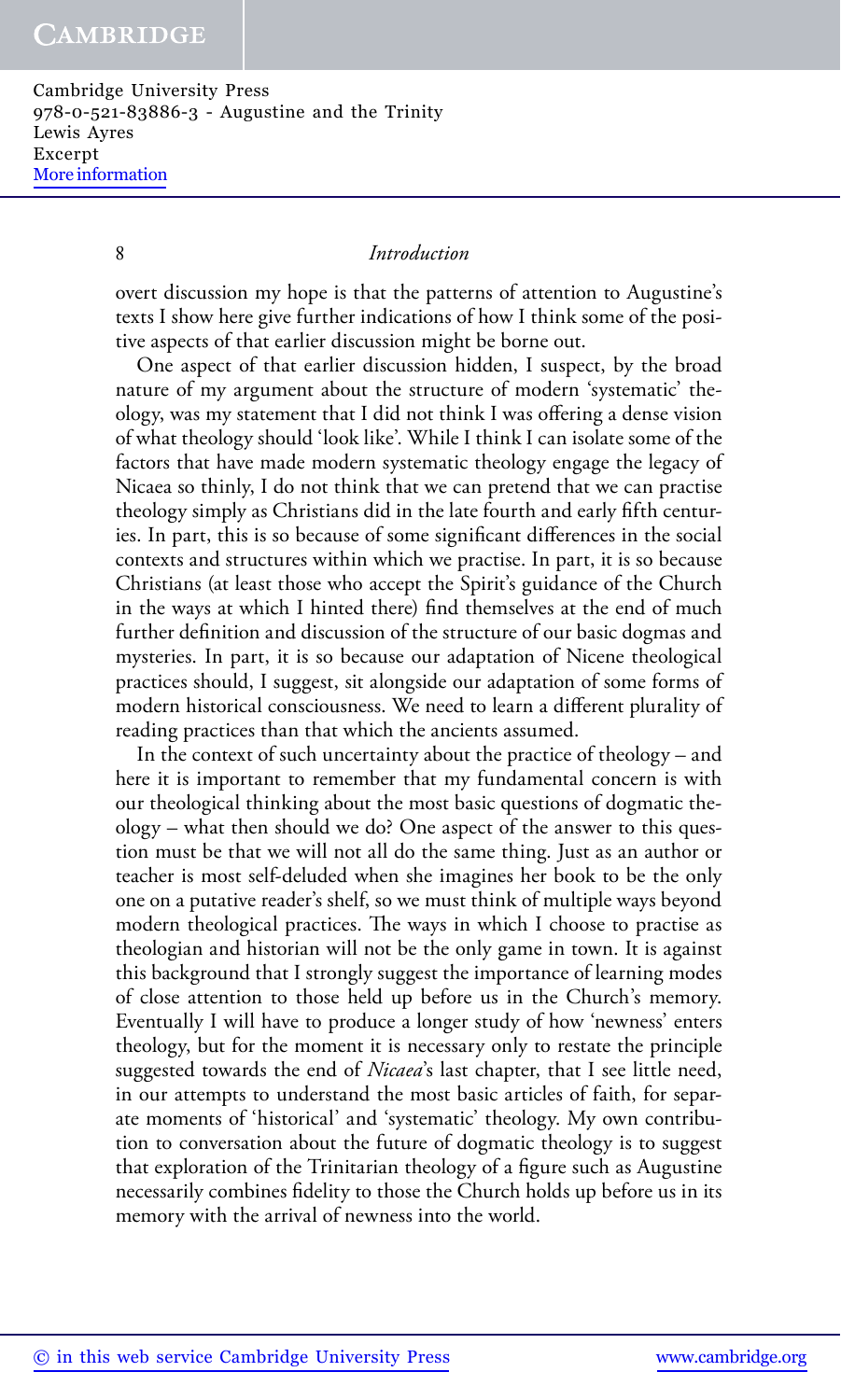overt discussion my hope is that the patterns of attention to Augustine's texts I show here give further indications of how I think some of the positive aspects of that earlier discussion might be borne out.

One aspect of that earlier discussion hidden, I suspect, by the broad nature of my argument about the structure of modern 'systematic' theology, was my statement that I did not think I was offering a dense vision of what theology should 'look like'. While I think I can isolate some of the factors that have made modern systematic theology engage the legacy of Nicaea so thinly, I do not think that we can pretend that we can practise theology simply as Christians did in the late fourth and early fifth centuries. In part, this is so because of some significant differences in the social contexts and structures within which we practise. In part, it is so because Christians (at least those who accept the Spirit's guidance of the Church in the ways at which I hinted there) find themselves at the end of much further definition and discussion of the structure of our basic dogmas and mysteries. In part, it is so because our adaptation of Nicene theological practices should, I suggest, sit alongside our adaptation of some forms of modern historical consciousness. We need to learn a different plurality of reading practices than that which the ancients assumed.

In the context of such uncertainty about the practice of theology – and here it is important to remember that my fundamental concern is with our theological thinking about the most basic questions of dogmatic theology – what then should we do? One aspect of the answer to this question must be that we will not all do the same thing. Just as an author or teacher is most self-deluded when she imagines her book to be the only one on a putative reader's shelf, so we must think of multiple ways beyond modern theological practices. The ways in which I choose to practise as theologian and historian will not be the only game in town. It is against this background that I strongly suggest the importance of learning modes of close attention to those held up before us in the Church's memory. Eventually I will have to produce a longer study of how 'newness' enters theology, but for the moment it is necessary only to restate the principle suggested towards the end of *Nicaea*'s last chapter, that I see little need, in our attempts to understand the most basic articles of faith, for separate moments of 'historical' and 'systematic' theology. My own contribution to conversation about the future of dogmatic theology is to suggest that exploration of the Trinitarian theology of a figure such as Augustine necessarily combines fidelity to those the Church holds up before us in its memory with the arrival of newness into the world.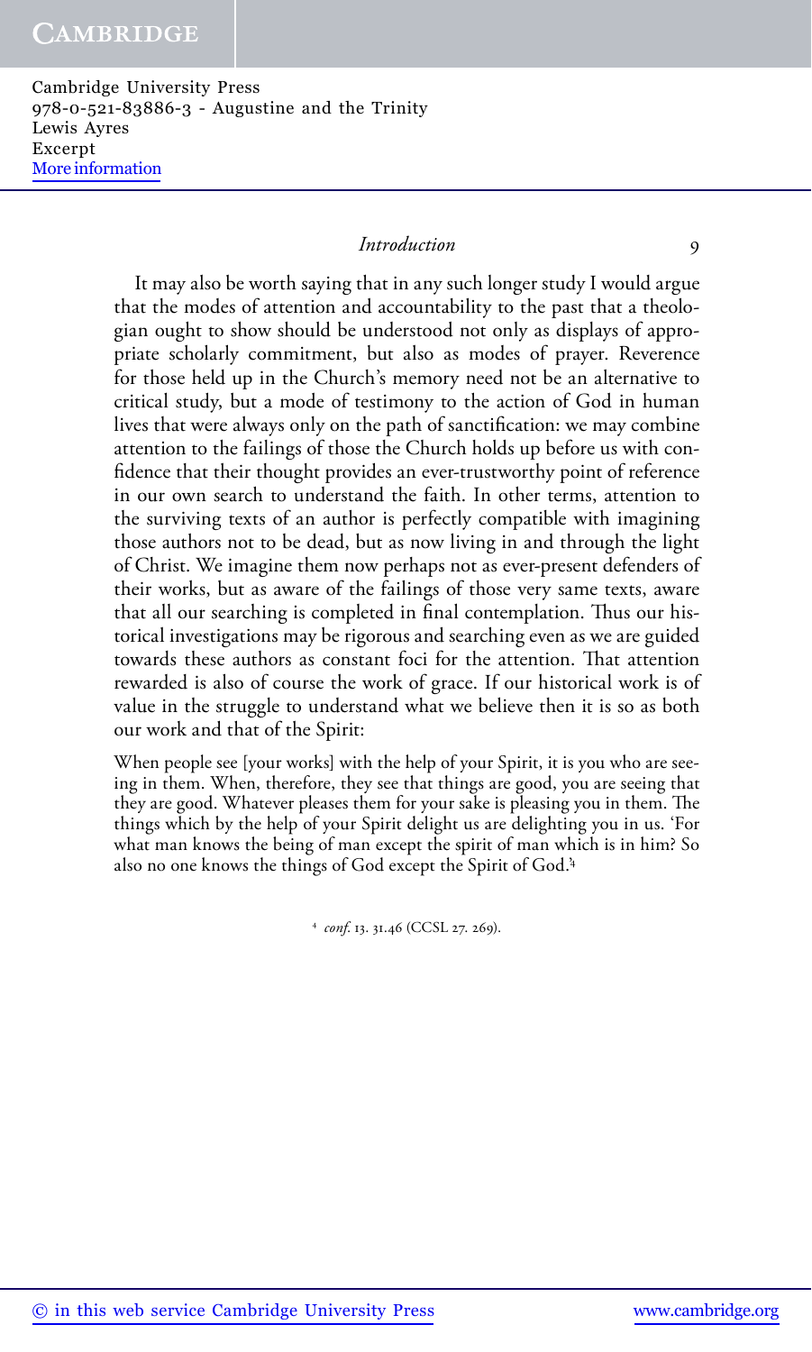It may also be worth saying that in any such longer study I would argue that the modes of attention and accountability to the past that a theologian ought to show should be understood not only as displays of appropriate scholarly commitment, but also as modes of prayer. Reverence for those held up in the Church's memory need not be an alternative to critical study, but a mode of testimony to the action of God in human lives that were always only on the path of sanctification: we may combine attention to the failings of those the Church holds up before us with confidence that their thought provides an ever-trustworthy point of reference in our own search to understand the faith. In other terms, attention to the surviving texts of an author is perfectly compatible with imagining those authors not to be dead, but as now living in and through the light of Christ. We imagine them now perhaps not as ever-present defenders of their works, but as aware of the failings of those very same texts, aware that all our searching is completed in final contemplation. Thus our historical investigations may be rigorous and searching even as we are guided towards these authors as constant foci for the attention. That attention rewarded is also of course the work of grace. If our historical work is of value in the struggle to understand what we believe then it is so as both our work and that of the Spirit:

> When people see [your works] with the help of your Spirit, it is you who are seeing in them. When, therefore, they see that things are good, you are seeing that they are good. Whatever pleases them for your sake is pleasing you in them. The things which by the help of your Spirit delight us are delighting you in us. 'For what man knows the being of man except the spirit of man which is in him? So also no one knows the things of God except the Spirit of God.'[4]

[4] *conf.* 13. 31.46 (CCSL 27. 269).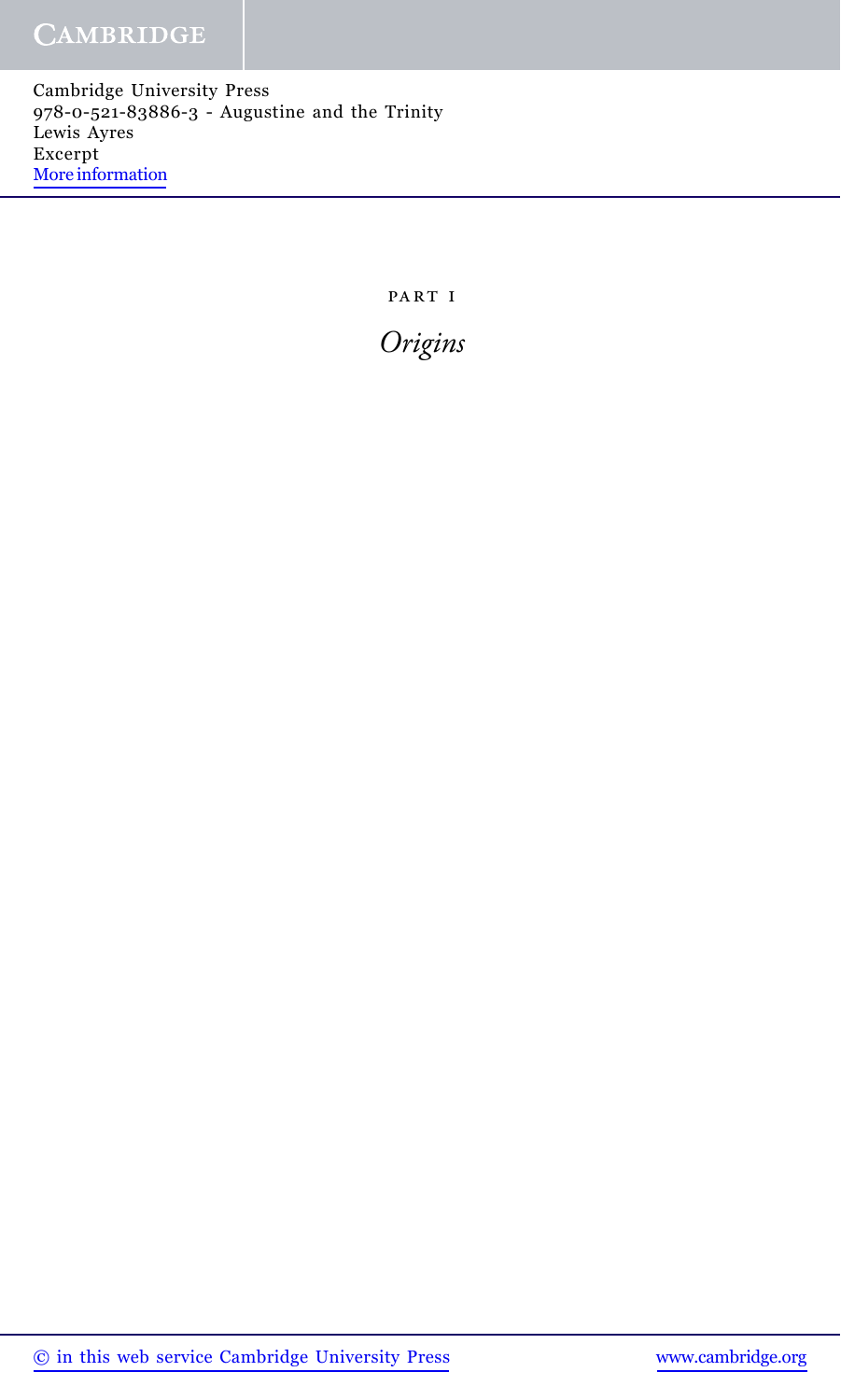PART I

# *Origins*